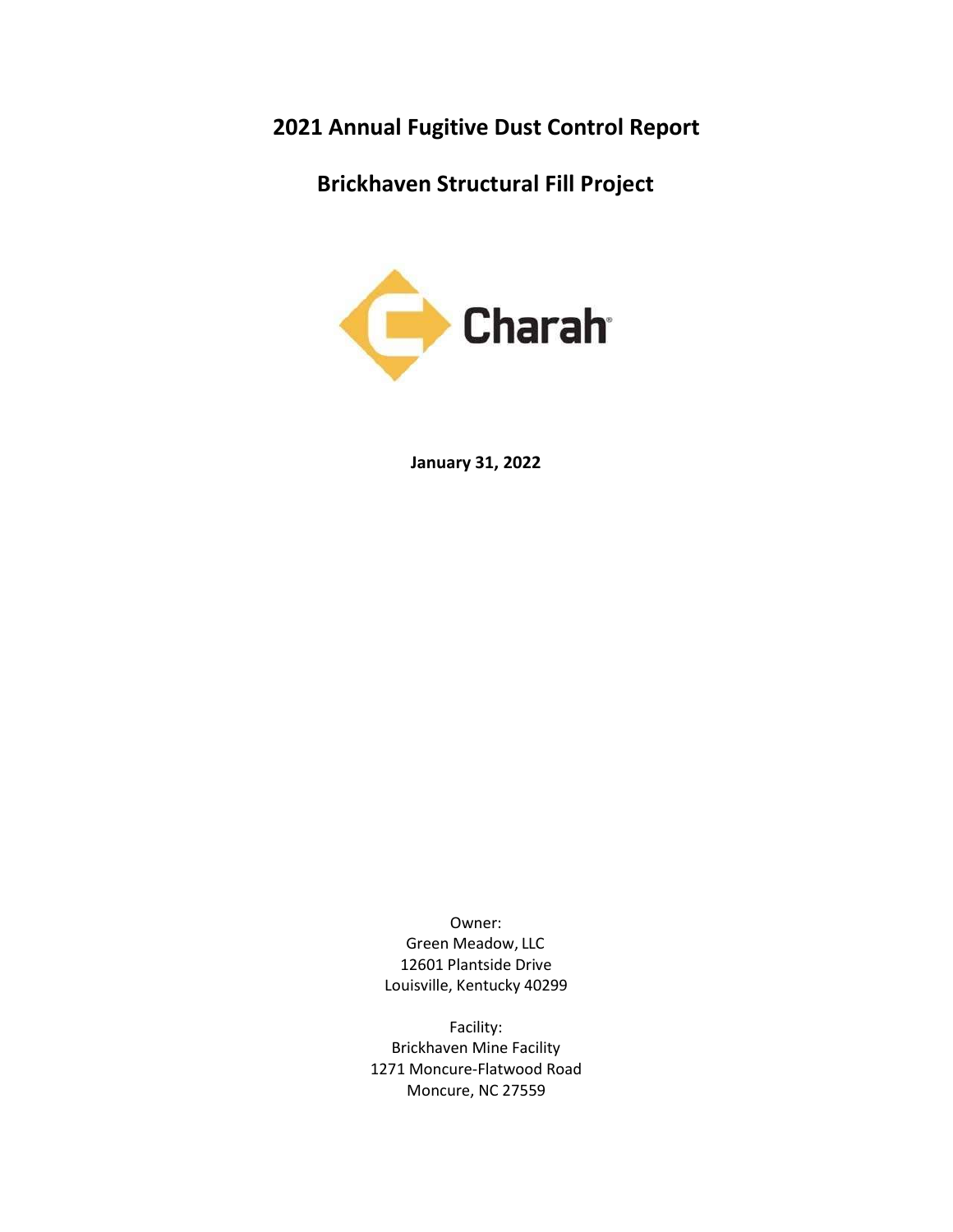# 2021 Annual Fugitive Dust Control Report

# Brickhaven Structural Fill Project

Charah

**January 31, 2022**

Owner:
Green Meadow, LLC
12601 Plantside Drive
Louisville, Kentucky 40299

Facility:
Brickhaven Mine Facility
1271 Moncure-Flatwood Road
Moncure, NC 27559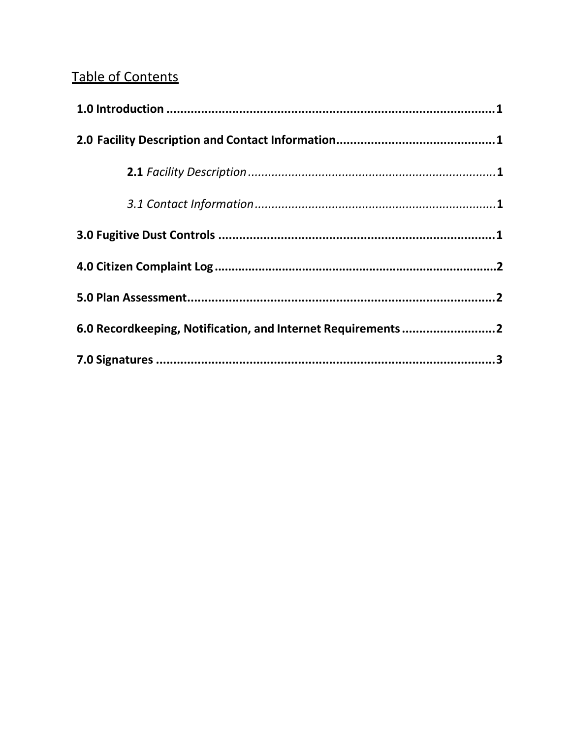## Table of Contents

**1.0 Introduction ..................................................................................................1**

**2.0 Facility Description and Contact Information..............................................1**

  **2.1** *Facility Description*..........................................................................**1**

  *3.1 Contact Information*........................................................................**1**

**3.0 Fugitive Dust Controls ..................................................................................1**

**4.0 Citizen Complaint Log....................................................................................2**

**5.0 Plan Assessment............................................................................................2**

**6.0 Recordkeeping, Notification, and Internet Requirements...........................2**

**7.0 Signatures ......................................................................................................3**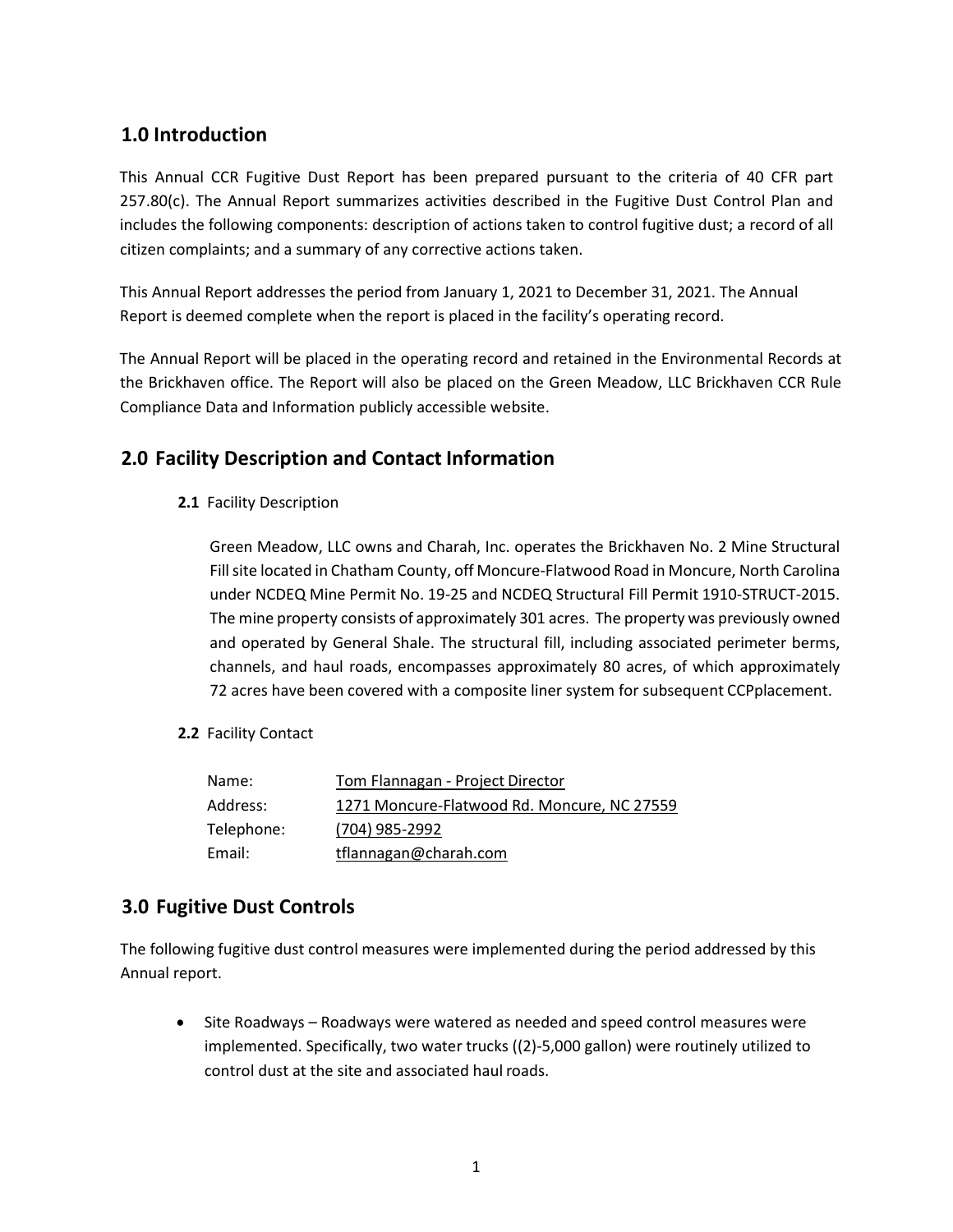## 1.0 Introduction

This Annual CCR Fugitive Dust Report has been prepared pursuant to the criteria of 40 CFR part 257.80(c). The Annual Report summarizes activities described in the Fugitive Dust Control Plan and includes the following components: description of actions taken to control fugitive dust; a record of all citizen complaints; and a summary of any corrective actions taken.

This Annual Report addresses the period from January 1, 2021 to December 31, 2021. The Annual Report is deemed complete when the report is placed in the facility's operating record.

The Annual Report will be placed in the operating record and retained in the Environmental Records at the Brickhaven office. The Report will also be placed on the Green Meadow, LLC Brickhaven CCR Rule Compliance Data and Information publicly accessible website.

## 2.0 Facility Description and Contact Information

**2.1** Facility Description

Green Meadow, LLC owns and Charah, Inc. operates the Brickhaven No. 2 Mine Structural Fill site located in Chatham County, off Moncure-Flatwood Road in Moncure, North Carolina under NCDEQ Mine Permit No. 19-25 and NCDEQ Structural Fill Permit 1910-STRUCT-2015. The mine property consists of approximately 301 acres. The property was previously owned and operated by General Shale. The structural fill, including associated perimeter berms, channels, and haul roads, encompasses approximately 80 acres, of which approximately 72 acres have been covered with a composite liner system for subsequent CCPplacement.

**2.2** Facility Contact

| | |
|---|---|
| Name: | Tom Flannagan - Project Director |
| Address: | 1271 Moncure-Flatwood Rd. Moncure, NC 27559 |
| Telephone: | (704) 985-2992 |
| Email: | tflannagan@charah.com |

## 3.0 Fugitive Dust Controls

The following fugitive dust control measures were implemented during the period addressed by this Annual report.

- Site Roadways – Roadways were watered as needed and speed control measures were implemented. Specifically, two water trucks ((2)-5,000 gallon) were routinely utilized to control dust at the site and associated haul roads.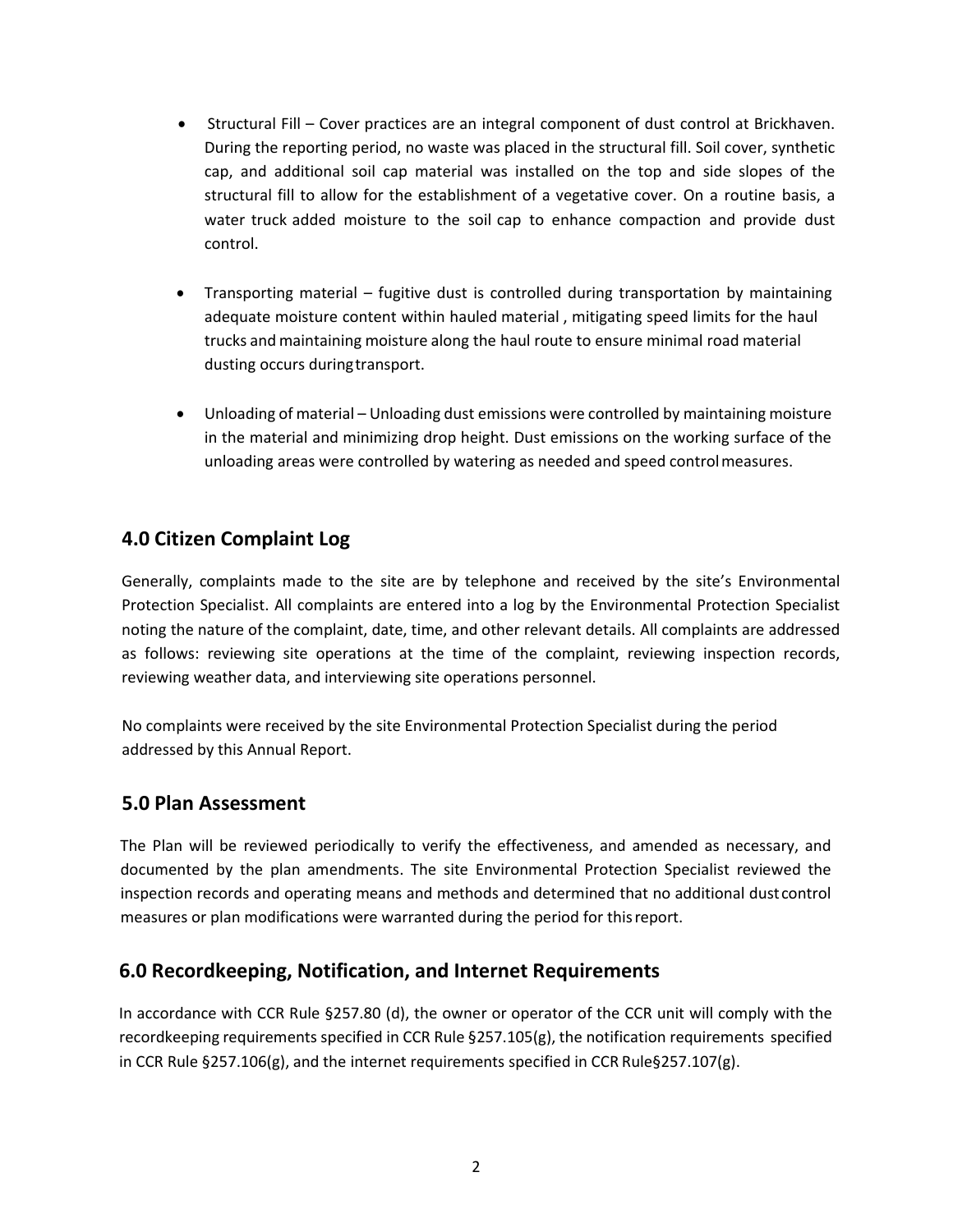- Structural Fill – Cover practices are an integral component of dust control at Brickhaven. During the reporting period, no waste was placed in the structural fill. Soil cover, synthetic cap, and additional soil cap material was installed on the top and side slopes of the structural fill to allow for the establishment of a vegetative cover. On a routine basis, a water truck added moisture to the soil cap to enhance compaction and provide dust control.

- Transporting material – fugitive dust is controlled during transportation by maintaining adequate moisture content within hauled material , mitigating speed limits for the haul trucks and maintaining moisture along the haul route to ensure minimal road material dusting occurs during transport.

- Unloading of material – Unloading dust emissions were controlled by maintaining moisture in the material and minimizing drop height. Dust emissions on the working surface of the unloading areas were controlled by watering as needed and speed control measures.

## 4.0 Citizen Complaint Log

Generally, complaints made to the site are by telephone and received by the site's Environmental Protection Specialist. All complaints are entered into a log by the Environmental Protection Specialist noting the nature of the complaint, date, time, and other relevant details. All complaints are addressed as follows: reviewing site operations at the time of the complaint, reviewing inspection records, reviewing weather data, and interviewing site operations personnel.

No complaints were received by the site Environmental Protection Specialist during the period addressed by this Annual Report.

## 5.0 Plan Assessment

The Plan will be reviewed periodically to verify the effectiveness, and amended as necessary, and documented by the plan amendments. The site Environmental Protection Specialist reviewed the inspection records and operating means and methods and determined that no additional dust control measures or plan modifications were warranted during the period for this report.

## 6.0 Recordkeeping, Notification, and Internet Requirements

In accordance with CCR Rule §257.80 (d), the owner or operator of the CCR unit will comply with the recordkeeping requirements specified in CCR Rule §257.105(g), the notification requirements specified in CCR Rule §257.106(g), and the internet requirements specified in CCR Rule§257.107(g).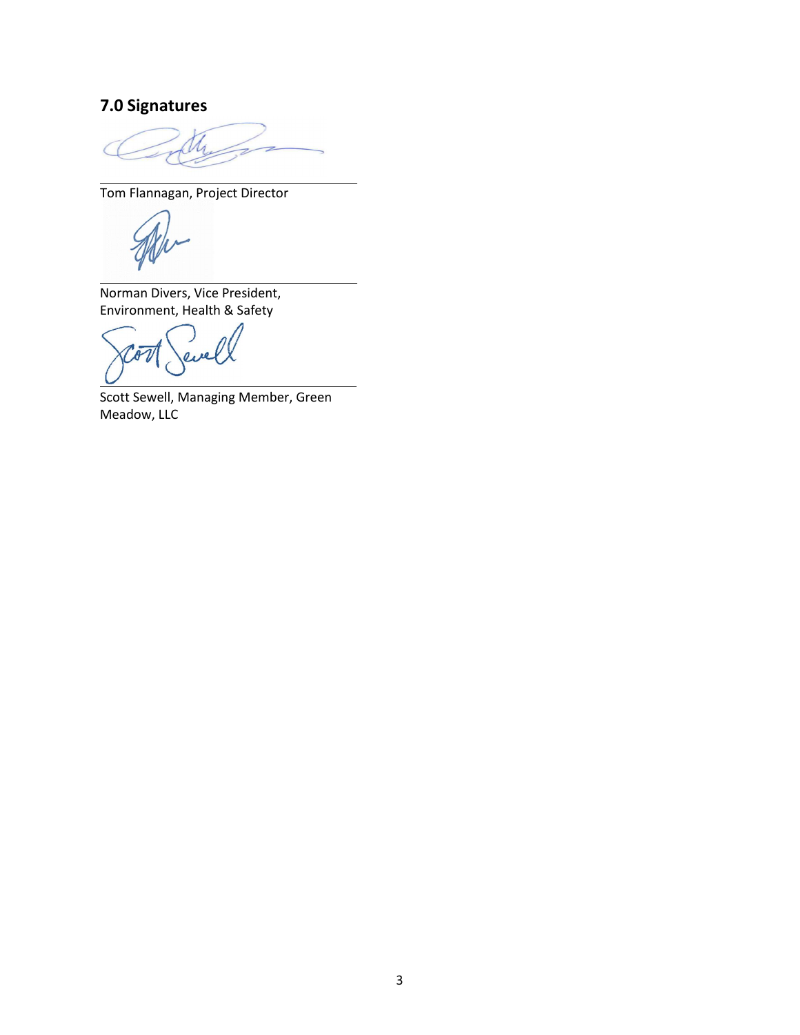## 7.0 Signatures

Tom Flannagan, Project Director

Norman Divers, Vice President, Environment, Health & Safety

Scott Sewell, Managing Member, Green Meadow, LLC